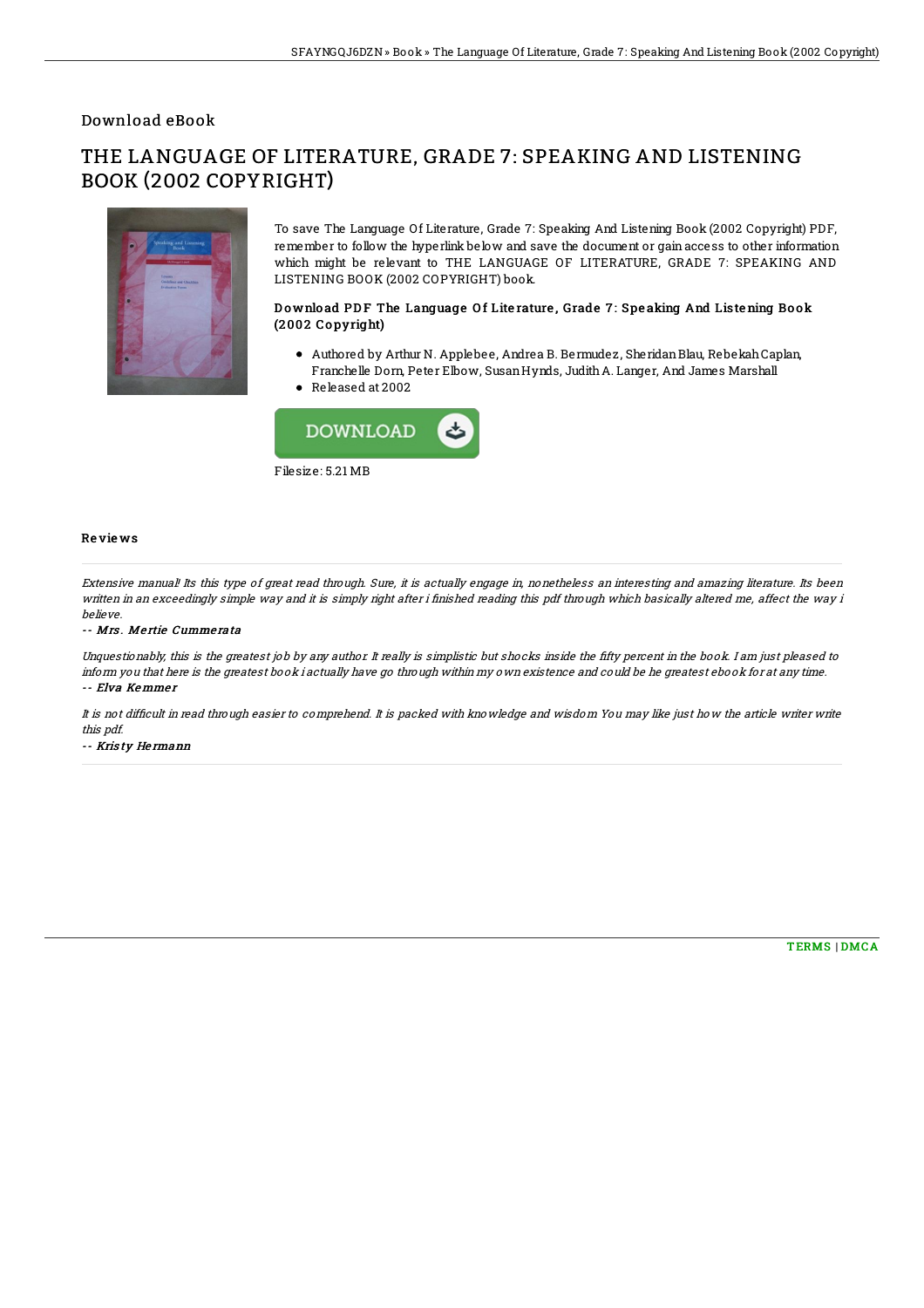Download eBook

# THE LANGUAGE OF LITERATURE, GRADE 7: SPEAKING AND LISTENING BOOK (2002 COPYRIGHT)

To save The Language Of Literature, Grade 7: Speaking And Listening Book (2002 Copyright) PDF, remember to follow the hyperlink below and save the document or gain access to other information which might be relevant to THE LANGUAGE OF LITERATURE, GRADE 7: SPEAKING AND LISTENING BOOK (2002 COPYRIGHT) book.

### Download PDF The Language Of Literature, Grade 7: Speaking And Listening Book (2002 Copyright)

- Authored by Arthur N. Applebee, Andrea B. Bermudez, Sheridan Blau, Rebekah Caplan, Franchelle Dorn, Peter Elbow, Susan Hynds, Judith A. Langer, And James Marshall
- Released at 2002

Filesize: 5.21 MB

## Reviews

*Extensive manual! Its this type of great read through. Sure, it is actually engage in, nonetheless an interesting and amazing literature. Its been written in an exceedingly simple way and it is simply right after i finished reading this pdf through which basically altered me, affect the way i believe.*

-- *Mrs. Mertie Cummerata*

*Unquestionably, this is the greatest job by any author. It really is simplistic but shocks inside the fifty percent in the book. I am just pleased to inform you that here is the greatest book i actually have go through within my own existence and could be he greatest ebook for at any time.*

-- *Elva Kemmer*

*It is not difficult in read through easier to comprehend. It is packed with knowledge and wisdom You may like just how the article writer write this pdf.*

-- *Kristy Hermann*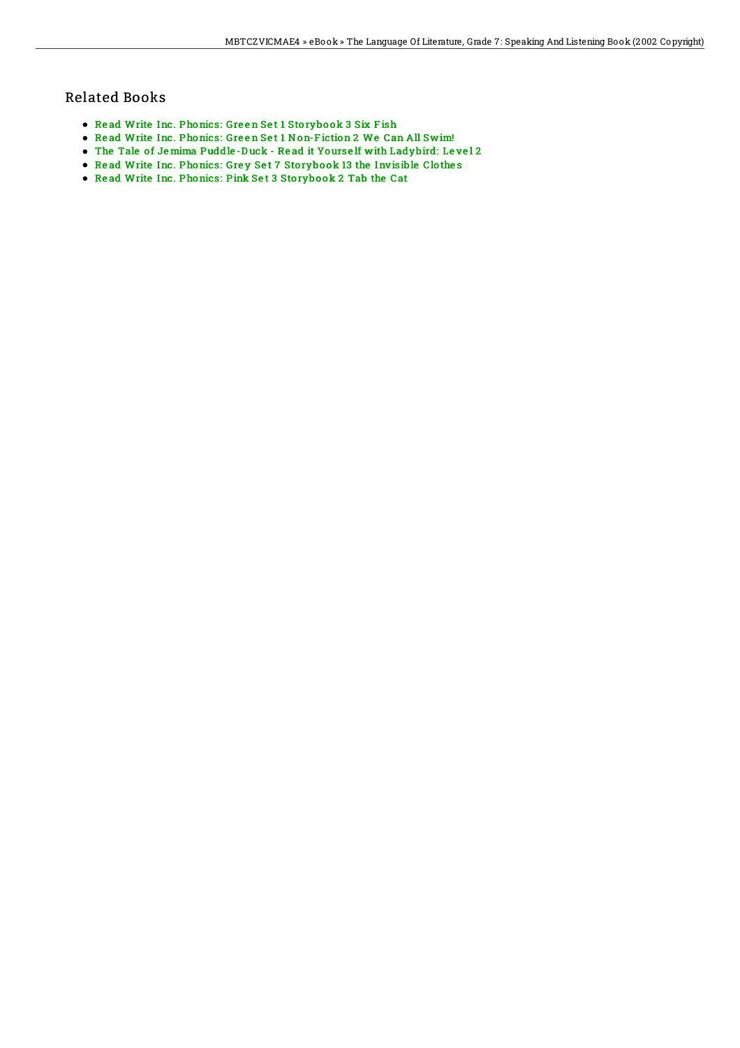## Related Books

- Read Write Inc. Phonics: Green Set 1 Storybook 3 Six Fish
- Read Write Inc. Phonics: Green Set 1 Non-Fiction 2 We Can All Swim!
- The Tale of Jemima Puddle-Duck - Read it Yourself with Ladybird: Level 2
- Read Write Inc. Phonics: Grey Set 7 Storybook 13 the Invisible Clothes
- Read Write Inc. Phonics: Pink Set 3 Storybook 2 Tab the Cat